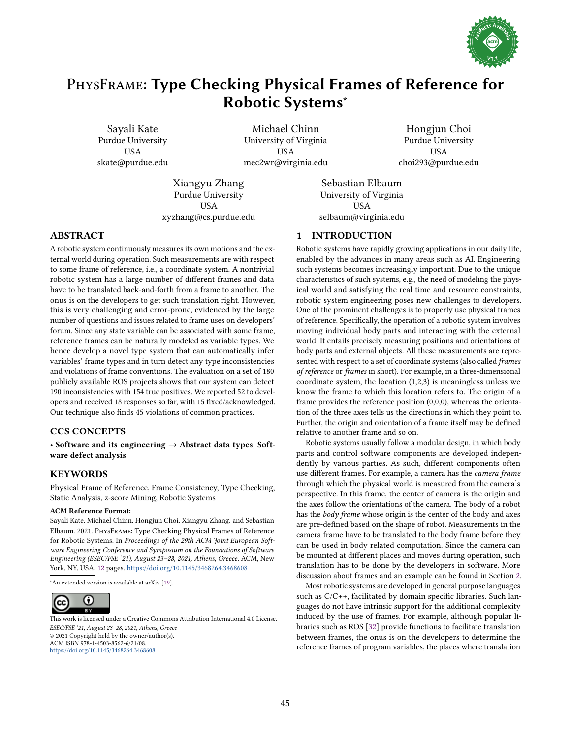# PhysFrame: Type Checking Physical Frames of Reference for Robotic Systems*

Sayali Kate
Purdue University
USA
skate@purdue.edu

Michael Chinn
University of Virginia
USA
mec2wr@virginia.edu

Hongjun Choi
Purdue University
USA
choi293@purdue.edu

Xiangyu Zhang
Purdue University
USA
xyzhang@cs.purdue.edu

Sebastian Elbaum
University of Virginia
USA
selbaum@virginia.edu

## ABSTRACT

A robotic system continuously measures its own motions and the external world during operation. Such measurements are with respect to some frame of reference, i.e., a coordinate system. A nontrivial robotic system has a large number of different frames and data have to be translated back-and-forth from a frame to another. The onus is on the developers to get such translation right. However, this is very challenging and error-prone, evidenced by the large number of questions and issues related to frame uses on developers' forum. Since any state variable can be associated with some frame, reference frames can be naturally modeled as variable types. We hence develop a novel type system that can automatically infer variables' frame types and in turn detect any type inconsistencies and violations of frame conventions. The evaluation on a set of 180 publicly available ROS projects shows that our system can detect 190 inconsistencies with 154 true positives. We reported 52 to developers and received 18 responses so far, with 15 fixed/acknowledged. Our technique also finds 45 violations of common practices.

## CCS CONCEPTS

• **Software and its engineering** → **Abstract data types**; **Software defect analysis**.

## KEYWORDS

Physical Frame of Reference, Frame Consistency, Type Checking, Static Analysis, z-score Mining, Robotic Systems

**ACM Reference Format:**
Sayali Kate, Michael Chinn, Hongjun Choi, Xiangyu Zhang, and Sebastian Elbaum. 2021. PhysFrame: Type Checking Physical Frames of Reference for Robotic Systems. In *Proceedings of the 29th ACM Joint European Software Engineering Conference and Symposium on the Foundations of Software Engineering (ESEC/FSE '21), August 23–28, 2021, Athens, Greece.* ACM, New York, NY, USA, 12 pages. https://doi.org/10.1145/3468264.3468608

*An extended version is available at arXiv [19].

This work is licensed under a Creative Commons Attribution International 4.0 License.
*ESEC/FSE '21, August 23–28, 2021, Athens, Greece*
© 2021 Copyright held by the owner/author(s).
ACM ISBN 978-1-4503-8562-6/21/08.
https://doi.org/10.1145/3468264.3468608

## 1 INTRODUCTION

Robotic systems have rapidly growing applications in our daily life, enabled by the advances in many areas such as AI. Engineering such systems becomes increasingly important. Due to the unique characteristics of such systems, e.g., the need of modeling the physical world and satisfying the real time and resource constraints, robotic system engineering poses new challenges to developers. One of the prominent challenges is to properly use physical frames of reference. Specifically, the operation of a robotic system involves moving individual body parts and interacting with the external world. It entails precisely measuring positions and orientations of body parts and external objects. All these measurements are represented with respect to a set of coordinate systems (also called *frames of reference* or *frames* in short). For example, in a three-dimensional coordinate system, the location (1,2,3) is meaningless unless we know the frame to which this location refers to. The origin of a frame provides the reference position (0,0,0), whereas the orientation of the three axes tells us the directions in which they point to. Further, the origin and orientation of a frame itself may be defined relative to another frame and so on.

Robotic systems usually follow a modular design, in which body parts and control software components are developed independently by various parties. As such, different components often use different frames. For example, a camera has the *camera frame* through which the physical world is measured from the camera's perspective. In this frame, the center of camera is the origin and the axes follow the orientations of the camera. The body of a robot has the *body frame* whose origin is the center of the body and axes are pre-defined based on the shape of robot. Measurements in the camera frame have to be translated to the body frame before they can be used in body related computation. Since the camera can be mounted at different places and moves during operation, such translation has to be done by the developers in software. More discussion about frames and an example can be found in Section 2.

Most robotic systems are developed in general purpose languages such as C/C++, facilitated by domain specific libraries. Such languages do not have intrinsic support for the additional complexity induced by the use of frames. For example, although popular libraries such as ROS [32] provide functions to facilitate translation between frames, the onus is on the developers to determine the reference frames of program variables, the places where translation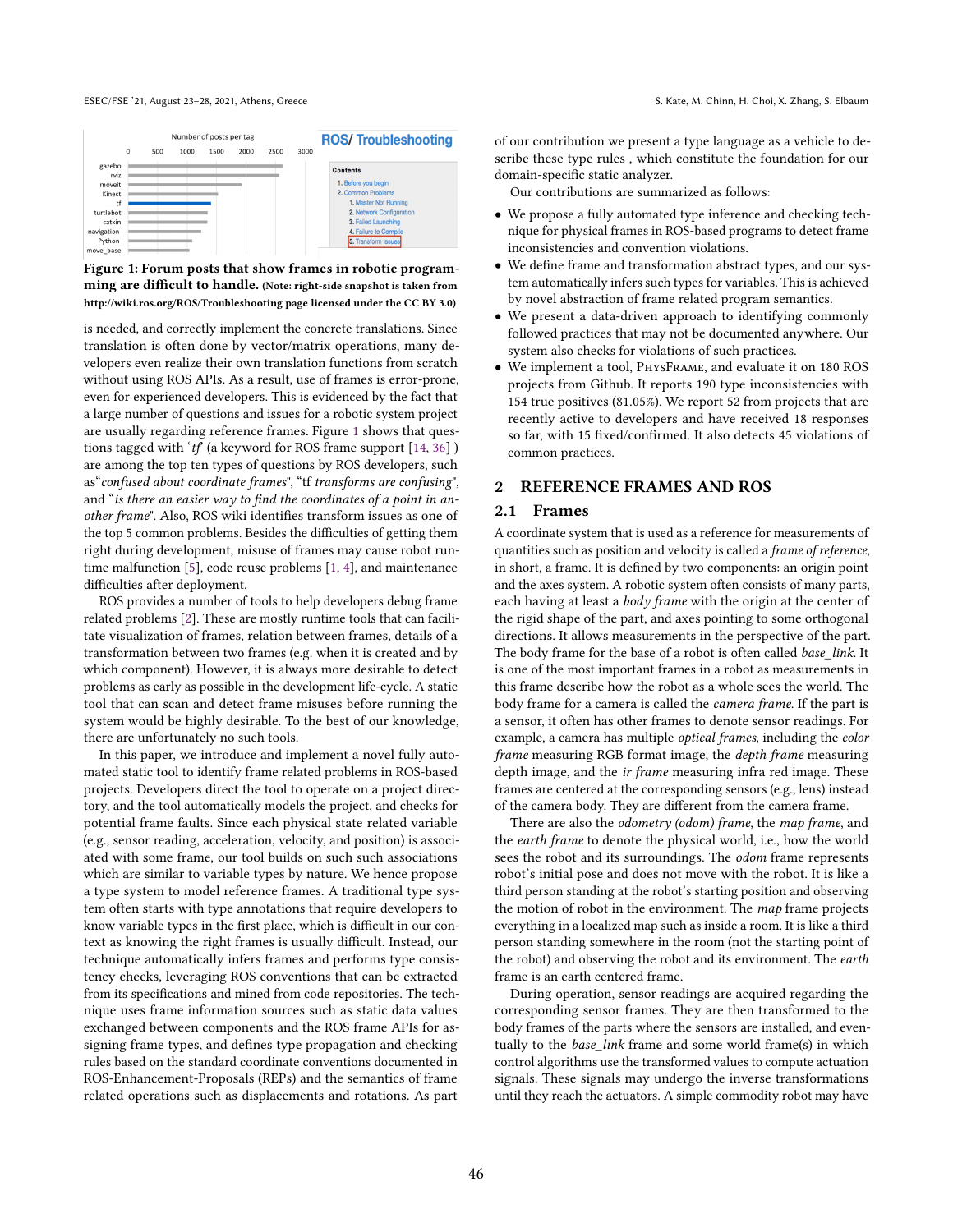Figure 1: Forum posts that show frames in robotic programming are difficult to handle. (Note: right-side snapshot is taken from http://wiki.ros.org/ROS/Troubleshooting page licensed under the CC BY 3.0)

is needed, and correctly implement the concrete translations. Since translation is often done by vector/matrix operations, many developers even realize their own translation functions from scratch without using ROS APIs. As a result, use of frames is error-prone, even for experienced developers. This is evidenced by the fact that a large number of questions and issues for a robotic system project are usually regarding reference frames. Figure 1 shows that questions tagged with '*tf*' (a keyword for ROS frame support [14, 36] ) are among the top ten types of questions by ROS developers, such as"*confused about coordinate frames*", "tf *transforms are confusing*", and "*is there an easier way to find the coordinates of a point in another frame*". Also, ROS wiki identifies transform issues as one of the top 5 common problems. Besides the difficulties of getting them right during development, misuse of frames may cause robot runtime malfunction [5], code reuse problems [1, 4], and maintenance difficulties after deployment.

ROS provides a number of tools to help developers debug frame related problems [2]. These are mostly runtime tools that can facilitate visualization of frames, relation between frames, details of a transformation between two frames (e.g. when it is created and by which component). However, it is always more desirable to detect problems as early as possible in the development life-cycle. A static tool that can scan and detect frame misuses before running the system would be highly desirable. To the best of our knowledge, there are unfortunately no such tools.

In this paper, we introduce and implement a novel fully automated static tool to identify frame related problems in ROS-based projects. Developers direct the tool to operate on a project directory, and the tool automatically models the project, and checks for potential frame faults. Since each physical state related variable (e.g., sensor reading, acceleration, velocity, and position) is associated with some frame, our tool builds on such such associations which are similar to variable types by nature. We hence propose a type system to model reference frames. A traditional type system often starts with type annotations that require developers to know variable types in the first place, which is difficult in our context as knowing the right frames is usually difficult. Instead, our technique automatically infers frames and performs type consistency checks, leveraging ROS conventions that can be extracted from its specifications and mined from code repositories. The technique uses frame information sources such as static data values exchanged between components and the ROS frame APIs for assigning frame types, and defines type propagation and checking rules based on the standard coordinate conventions documented in ROS-Enhancement-Proposals (REPs) and the semantics of frame related operations such as displacements and rotations. As part of our contribution we present a type language as a vehicle to describe these type rules , which constitute the foundation for our domain-specific static analyzer.

Our contributions are summarized as follows:

- We propose a fully automated type inference and checking technique for physical frames in ROS-based programs to detect frame inconsistencies and convention violations.
- We define frame and transformation abstract types, and our system automatically infers such types for variables. This is achieved by novel abstraction of frame related program semantics.
- We present a data-driven approach to identifying commonly followed practices that may not be documented anywhere. Our system also checks for violations of such practices.
- We implement a tool, PhysFrame, and evaluate it on 180 ROS projects from Github. It reports 190 type inconsistencies with 154 true positives (81.05%). We report 52 from projects that are recently active to developers and have received 18 responses so far, with 15 fixed/confirmed. It also detects 45 violations of common practices.

## 2 REFERENCE FRAMES AND ROS

### 2.1 Frames

A coordinate system that is used as a reference for measurements of quantities such as position and velocity is called a *frame of reference*, in short, a frame. It is defined by two components: an origin point and the axes system. A robotic system often consists of many parts, each having at least a *body frame* with the origin at the center of the rigid shape of the part, and axes pointing to some orthogonal directions. It allows measurements in the perspective of the part. The body frame for the base of a robot is often called *base_link*. It is one of the most important frames in a robot as measurements in this frame describe how the robot as a whole sees the world. The body frame for a camera is called the *camera frame*. If the part is a sensor, it often has other frames to denote sensor readings. For example, a camera has multiple *optical frames*, including the *color frame* measuring RGB format image, the *depth frame* measuring depth image, and the *ir frame* measuring infra red image. These frames are centered at the corresponding sensors (e.g., lens) instead of the camera body. They are different from the camera frame.

There are also the *odometry (odom) frame*, the *map frame*, and the *earth frame* to denote the physical world, i.e., how the world sees the robot and its surroundings. The *odom* frame represents robot's initial pose and does not move with the robot. It is like a third person standing at the robot's starting position and observing the motion of robot in the environment. The *map* frame projects everything in a localized map such as inside a room. It is like a third person standing somewhere in the room (not the starting point of the robot) and observing the robot and its environment. The *earth* frame is an earth centered frame.

During operation, sensor readings are acquired regarding the corresponding sensor frames. They are then transformed to the body frames of the parts where the sensors are installed, and eventually to the *base_link* frame and some world frame(s) in which control algorithms use the transformed values to compute actuation signals. These signals may undergo the inverse transformations until they reach the actuators. A simple commodity robot may have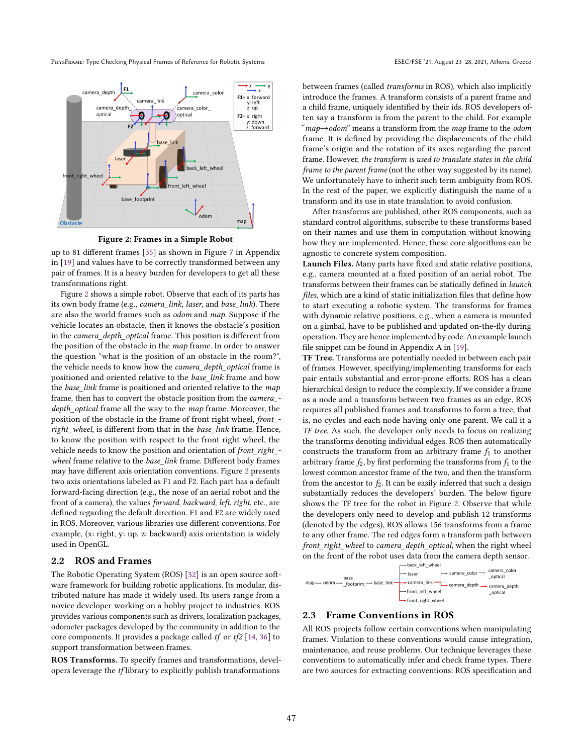Figure 2: Frames in a Simple Robot

up to 81 different frames [35] as shown in Figure 7 in Appendix in [19] and values have to be correctly transformed between any pair of frames. It is a heavy burden for developers to get all these transformations right.

Figure 2 shows a simple robot. Observe that each of its parts has its own body frame (e.g., *camera_link*, *laser*, and *base_link*). There are also the world frames such as *odom* and *map*. Suppose if the vehicle locates an obstacle, then it knows the obstacle's position in the *camera_depth_optical* frame. This position is different from the position of the obstacle in the *map* frame. In order to answer the question "what is the position of an obstacle in the room?", the vehicle needs to know how the *camera_depth_optical* frame is positioned and oriented relative to the *base_link* frame and how the *base_link* frame is positioned and oriented relative to the *map* frame, then has to convert the obstacle position from the *camera_depth_optical* frame all the way to the *map* frame. Moreover, the position of the obstacle in the frame of front right wheel, *front_right_wheel*, is different from that in the *base_link* frame. Hence, to know the position with respect to the front right wheel, the vehicle needs to know the position and orientation of *front_right_wheel* frame relative to the *base_link* frame. Different body frames may have different axis orientation conventions. Figure 2 presents two axis orientations labeled as F1 and F2. Each part has a default forward-facing direction (e.g., the nose of an aerial robot and the front of a camera), the values *forward, backward, left, right*, etc., are defined regarding the default direction. F1 and F2 are widely used in ROS. Moreover, various libraries use different conventions. For example, (x: right, y: up, z: backward) axis orientation is widely used in OpenGL.

## 2.2 ROS and Frames

The Robotic Operating System (ROS) [32] is an open source software framework for building robotic applications. Its modular, distributed nature has made it widely used. Its users range from a novice developer working on a hobby project to industries. ROS provides various components such as drivers, localization packages, odometer packages developed by the community in addition to the core components. It provides a package called *tf* or *tf2* [14, 36] to support transformation between frames.

**ROS Transforms.** To specify frames and transformations, developers leverage the *tf* library to explicitly publish transformations between frames (called *transforms* in ROS), which also implicitly introduce the frames. A transform consists of a parent frame and a child frame, uniquely identified by their ids. ROS developers often say a transform is from the parent to the child. For example "*map*→*odom*" means a transform from the *map* frame to the *odom* frame. It is defined by providing the displacements of the child frame's origin and the rotation of its axes regarding the parent frame. However, *the transform is used to translate states in the child frame to the parent frame* (not the other way suggested by its name). We unfortunately have to inherit such term ambiguity from ROS. In the rest of the paper, we explicitly distinguish the name of a transform and its use in state translation to avoid confusion.

After transforms are published, other ROS components, such as standard control algorithms, subscribe to these transforms based on their names and use them in computation without knowing how they are implemented. Hence, these core algorithms can be agnostic to concrete system composition.

**Launch Files.** Many parts have fixed and static relative positions, e.g., camera mounted at a fixed position of an aerial robot. The transforms between their frames can be statically defined in *launch files*, which are a kind of static initialization files that define how to start executing a robotic system. The transforms for frames with dynamic relative positions, e.g., when a camera is mounted on a gimbal, have to be published and updated on-the-fly during operation. They are hence implemented by code. An example launch file snippet can be found in Appendix A in [19].

**TF Tree.** Transforms are potentially needed in between each pair of frames. However, specifying/implementing transforms for each pair entails substantial and error-prone efforts. ROS has a clean hierarchical design to reduce the complexity. If we consider a frame as a node and a transform between two frames as an edge, ROS requires all published frames and transforms to form a tree, that is, no cycles and each node having only one parent. We call it a *TF tree*. As such, the developer only needs to focus on realizing the transforms denoting individual edges. ROS then automatically constructs the transform from an arbitrary frame $f_1$ to another arbitrary frame $f_2$, by first performing the transforms from $f_1$ to the lowest common ancestor frame of the two, and then the transform from the ancestor to $f_2$. It can be easily inferred that such a design substantially reduces the developers' burden. The below figure shows the TF tree for the robot in Figure 2. Observe that while the developers only need to develop and publish 12 transforms (denoted by the edges), ROS allows 156 transforms from a frame to any other frame. The red edges form a transform path between *front_right_wheel* to *camera_depth_optical*, when the right wheel on the front of the robot uses data from the camera depth sensor.

## 2.3 Frame Conventions in ROS

All ROS projects follow certain conventions when manipulating frames. Violation to these conventions would cause integration, maintenance, and reuse problems. Our technique leverages these conventions to automatically infer and check frame types. There are two sources for extracting conventions: ROS specification and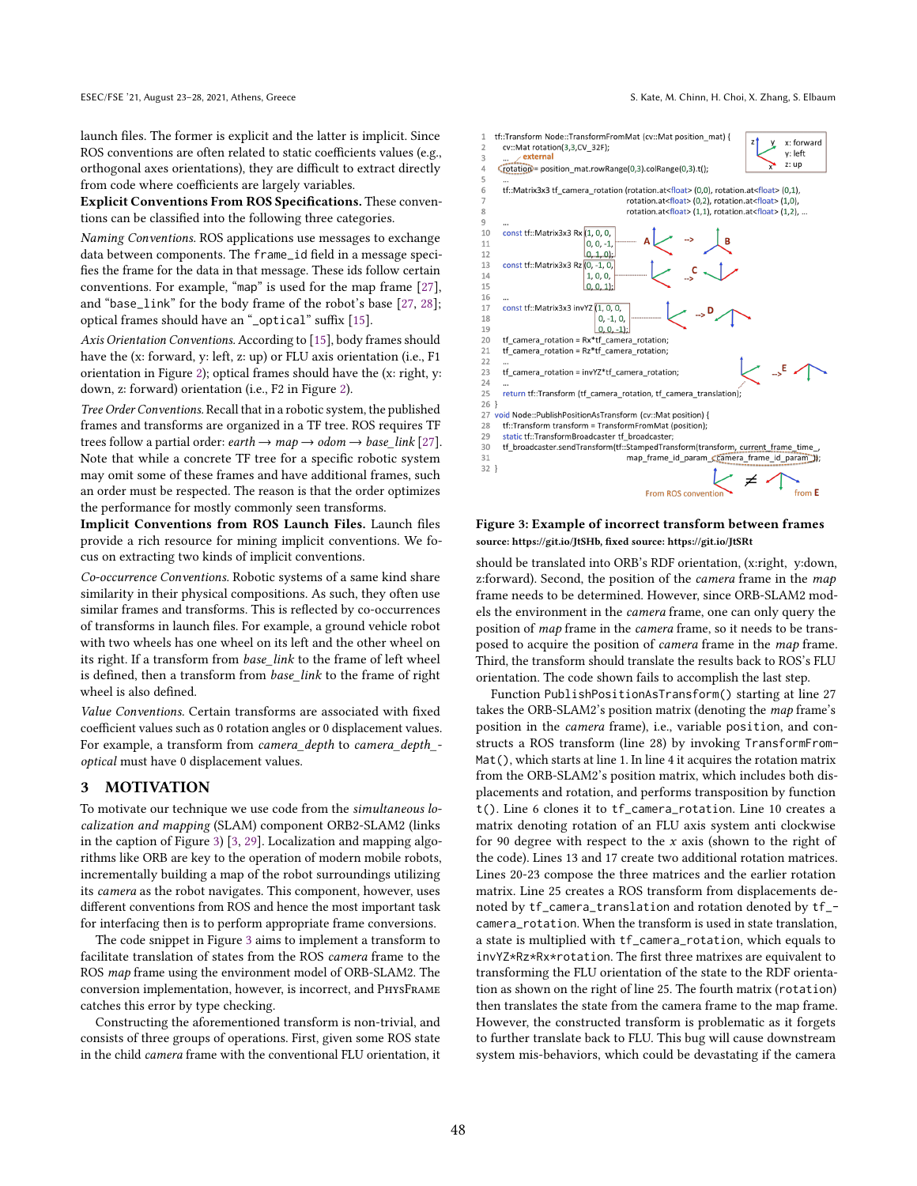launch files. The former is explicit and the latter is implicit. Since ROS conventions are often related to static coefficients values (e.g., orthogonal axes orientations), they are difficult to extract directly from code where coefficients are largely variables.

**Explicit Conventions From ROS Specifications.** These conventions can be classified into the following three categories.

*Naming Conventions.* ROS applications use messages to exchange data between components. The `frame_id` field in a message specifies the frame for the data in that message. These ids follow certain conventions. For example, "`map`" is used for the map frame [27], and "`base_link`" for the body frame of the robot's base [27, 28]; optical frames should have an "`_optical`" suffix [15].

*Axis Orientation Conventions.* According to [15], body frames should have the (x: forward, y: left, z: up) or FLU axis orientation (i.e., F1 orientation in Figure 2); optical frames should have the (x: right, y: down, z: forward) orientation (i.e., F2 in Figure 2).

*Tree Order Conventions.* Recall that in a robotic system, the published frames and transforms are organized in a TF tree. ROS requires TF trees follow a partial order: *earth* → *map* → *odom* → *base_link* [27]. Note that while a concrete TF tree for a specific robotic system may omit some of these frames and have additional frames, such an order must be respected. The reason is that the order optimizes the performance for mostly commonly seen transforms.

**Implicit Conventions from ROS Launch Files.** Launch files provide a rich resource for mining implicit conventions. We focus on extracting two kinds of implicit conventions.

*Co-occurrence Conventions.* Robotic systems of a same kind share similarity in their physical compositions. As such, they often use similar frames and transforms. This is reflected by co-occurrences of transforms in launch files. For example, a ground vehicle robot with two wheels has one wheel on its left and the other wheel on its right. If a transform from *base_link* to the frame of left wheel is defined, then a transform from *base_link* to the frame of right wheel is also defined.

*Value Conventions.* Certain transforms are associated with fixed coefficient values such as 0 rotation angles or 0 displacement values. For example, a transform from *camera_depth* to *camera_depth_optical* must have 0 displacement values.

## 3 MOTIVATION

To motivate our technique we use code from the *simultaneous localization and mapping* (SLAM) component ORB2-SLAM2 (links in the caption of Figure 3) [3, 29]. Localization and mapping algorithms like ORB are key to the operation of modern mobile robots, incrementally building a map of the robot surroundings utilizing its *camera* as the robot navigates. This component, however, uses different conventions from ROS and hence the most important task for interfacing then is to perform appropriate frame conversions.

The code snippet in Figure 3 aims to implement a transform to facilitate translation of states from the ROS *camera* frame to the ROS *map* frame using the environment model of ORB-SLAM2. The conversion implementation, however, is incorrect, and PhysFrame catches this error by type checking.

Constructing the aforementioned transform is non-trivial, and consists of three groups of operations. First, given some ROS state in the child *camera* frame with the conventional FLU orientation, it

```
1  tf::Transform Node::TransformFromMat (cv::Mat position_mat) {
2    cv::Mat rotation(3,3,CV_32F);
3         external
4    rotation = position_mat.rowRange(0,3).colRange(0,3).t();
5    ...
6    tf::Matrix3x3 tf_camera_rotation (rotation.at<float> (0,0), rotation.at<float> (0,1),
7                                      rotation.at<float> (0,2), rotation.at<float> (1,0),
8                                      rotation.at<float> (1,1), rotation.at<float> (1,2), ...
9    ...
10   const tf::Matrix3x3 Rx (1, 0, 0,
11                          0, 0, -1,
12                          0, 1, 0);
13   const tf::Matrix3x3 Rz (0, -1, 0,
14                          1, 0, 0,
15                          0, 0, 1);
16   ...
17   const tf::Matrix3x3 invYZ (1, 0, 0,
18                             0, -1, 0,
19                             0, 0, -1);
20   tf_camera_rotation = Rx*tf_camera_rotation;
21   tf_camera_rotation = Rz*tf_camera_rotation;
22   ...
23   tf_camera_rotation = invYZ*tf_camera_rotation;
24   ...
25   return tf::Transform (tf_camera_rotation, tf_camera_translation);
26 }
27 void Node::PublishPositionAsTransform (cv::Mat position) {
28   tf::Transform transform = TransformFromMat (position);
29   static tf::TransformBroadcaster tf_broadcaster;
30   tf_broadcaster.sendTransform(tf::StampedTransform(transform, current_frame_time_,
31                                map_frame_id_param_, camera_frame_id_param_));
32 }
```

**Figure 3: Example of incorrect transform between frames**
**source: https://git.io/JtSHb, fixed source: https://git.io/JtSRt**

should be translated into ORB's RDF orientation, (x:right, y:down, z:forward). Second, the position of the *camera* frame in the *map* frame needs to be determined. However, since ORB-SLAM2 models the environment in the *camera* frame, one can only query the position of *map* frame in the *camera* frame, so it needs to be transposed to acquire the position of *camera* frame in the *map* frame. Third, the transform should translate the results back to ROS's FLU orientation. The code shown fails to accomplish the last step.

Function `PublishPositionAsTransform()` starting at line 27 takes the ORB-SLAM2's position matrix (denoting the *map* frame's position in the *camera* frame), i.e., variable `position`, and constructs a ROS transform (line 28) by invoking `TransformFromMat()`, which starts at line 1. In line 4 it acquires the rotation matrix from the ORB-SLAM2's position matrix, which includes both displacements and rotation, and performs transposition by function `t()`. Line 6 clones it to `tf_camera_rotation`. Line 10 creates a matrix denoting rotation of an FLU axis system anti clockwise for 90 degree with respect to the *x* axis (shown to the right of the code). Lines 13 and 17 create two additional rotation matrices. Lines 20-23 compose the three matrices and the earlier rotation matrix. Line 25 creates a ROS transform from displacements denoted by `tf_camera_translation` and rotation denoted by `tf_camera_rotation`. When the transform is used in state translation, a state is multiplied with `tf_camera_rotation`, which equals to `invYZ*Rz*Rx*rotation`. The first three matrixes are equivalent to transforming the FLU orientation of the state to the RDF orientation as shown on the right of line 25. The fourth matrix (`rotation`) then translates the state from the camera frame to the map frame. However, the constructed transform is problematic as it forgets to further translate back to FLU. This bug will cause downstream system mis-behaviors, which could be devastating if the camera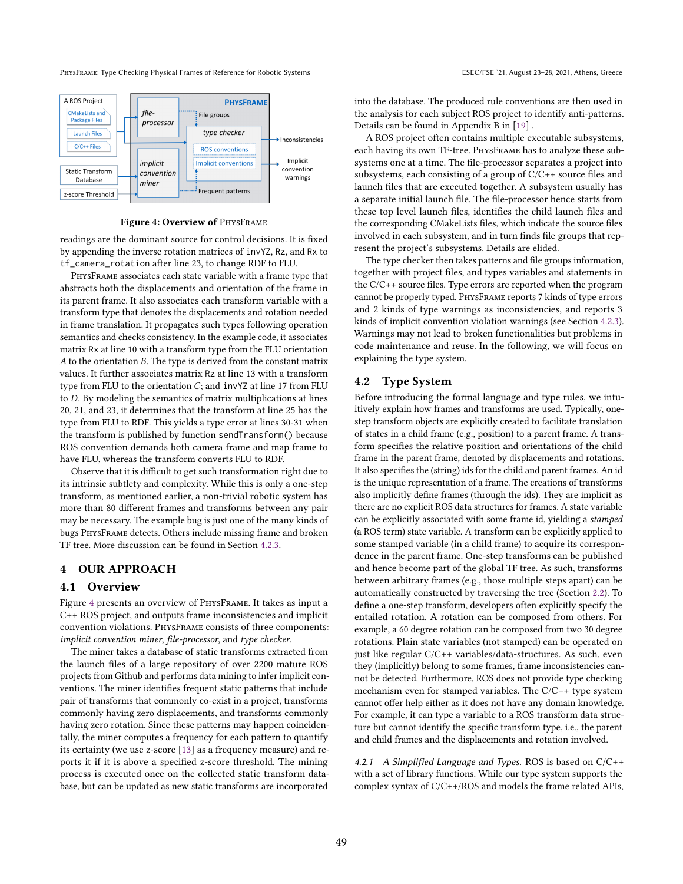Figure 4: Overview of PhysFrame

readings are the dominant source for control decisions. It is fixed by appending the inverse rotation matrices of invYZ, Rz, and Rx to tf_camera_rotation after line 23, to change RDF to FLU.

PhysFrame associates each state variable with a frame type that abstracts both the displacements and orientation of the frame in its parent frame. It also associates each transform variable with a transform type that denotes the displacements and rotation needed in frame translation. It propagates such types following operation semantics and checks consistency. In the example code, it associates matrix Rx at line 10 with a transform type from the FLU orientation $A$ to the orientation $B$. The type is derived from the constant matrix values. It further associates matrix Rz at line 13 with a transform type from FLU to the orientation $C$; and invYZ at line 17 from FLU to $D$. By modeling the semantics of matrix multiplications at lines 20, 21, and 23, it determines that the transform at line 25 has the type from FLU to RDF. This yields a type error at lines 30-31 when the transform is published by function sendTransform() because ROS convention demands both camera frame and map frame to have FLU, whereas the transform converts FLU to RDF.

Observe that it is difficult to get such transformation right due to its intrinsic subtlety and complexity. While this is only a one-step transform, as mentioned earlier, a non-trivial robotic system has more than 80 different frames and transforms between any pair may be necessary. The example bug is just one of the many kinds of bugs PhysFrame detects. Others include missing frame and broken TF tree. More discussion can be found in Section 4.2.3.

# 4 OUR APPROACH

## 4.1 Overview

Figure 4 presents an overview of PhysFrame. It takes as input a C++ ROS project, and outputs frame inconsistencies and implicit convention violations. PhysFrame consists of three components: *implicit convention miner*, *file-processor*, and *type checker*.

The miner takes a database of static transforms extracted from the launch files of a large repository of over 2200 mature ROS projects from Github and performs data mining to infer implicit conventions. The miner identifies frequent static patterns that include pair of transforms that commonly co-exist in a project, transforms commonly having zero displacements, and transforms commonly having zero rotation. Since these patterns may happen coincidentally, the miner computes a frequency for each pattern to quantify its certainty (we use z-score [13] as a frequency measure) and reports it if it is above a specified z-score threshold. The mining process is executed once on the collected static transform database, but can be updated as new static transforms are incorporated into the database. The produced rule conventions are then used in the analysis for each subject ROS project to identify anti-patterns. Details can be found in Appendix B in [19] .

A ROS project often contains multiple executable subsystems, each having its own TF-tree. PhysFrame has to analyze these subsystems one at a time. The file-processor separates a project into subsystems, each consisting of a group of C/C++ source files and launch files that are executed together. A subsystem usually has a separate initial launch file. The file-processor hence starts from these top level launch files, identifies the child launch files and the corresponding CMakeLists files, which indicate the source files involved in each subsystem, and in turn finds file groups that represent the project's subsystems. Details are elided.

The type checker then takes patterns and file groups information, together with project files, and types variables and statements in the C/C++ source files. Type errors are reported when the program cannot be properly typed. PhysFrame reports 7 kinds of type errors and 2 kinds of type warnings as inconsistencies, and reports 3 kinds of implicit convention violation warnings (see Section 4.2.3). Warnings may not lead to broken functionalities but problems in code maintenance and reuse. In the following, we will focus on explaining the type system.

## 4.2 Type System

Before introducing the formal language and type rules, we intuitively explain how frames and transforms are used. Typically, one-step transform objects are explicitly created to facilitate translation of states in a child frame (e.g., position) to a parent frame. A transform specifies the relative position and orientations of the child frame in the parent frame, denoted by displacements and rotations. It also specifies the (string) ids for the child and parent frames. An id is the unique representation of a frame. The creations of transforms also implicitly define frames (through the ids). They are implicit as there are no explicit ROS data structures for frames. A state variable can be explicitly associated with some frame id, yielding a *stamped* (a ROS term) state variable. A transform can be explicitly applied to some stamped variable (in a child frame) to acquire its correspondence in the parent frame. One-step transforms can be published and hence become part of the global TF tree. As such, transforms between arbitrary frames (e.g., those multiple steps apart) can be automatically constructed by traversing the tree (Section 2.2). To define a one-step transform, developers often explicitly specify the entailed rotation. A rotation can be composed from others. For example, a 60 degree rotation can be composed from two 30 degree rotations. Plain state variables (not stamped) can be operated on just like regular C/C++ variables/data-structures. As such, even they (implicitly) belong to some frames, frame inconsistencies cannot be detected. Furthermore, ROS does not provide type checking mechanism even for stamped variables. The C/C++ type system cannot offer help either as it does not have any domain knowledge. For example, it can type a variable to a ROS transform data structure but cannot identify the specific transform type, i.e., the parent and child frames and the displacements and rotation involved.

### 4.2.1 A Simplified Language and Types.

ROS is based on C/C++ with a set of library functions. While our type system supports the complex syntax of C/C++/ROS and models the frame related APIs,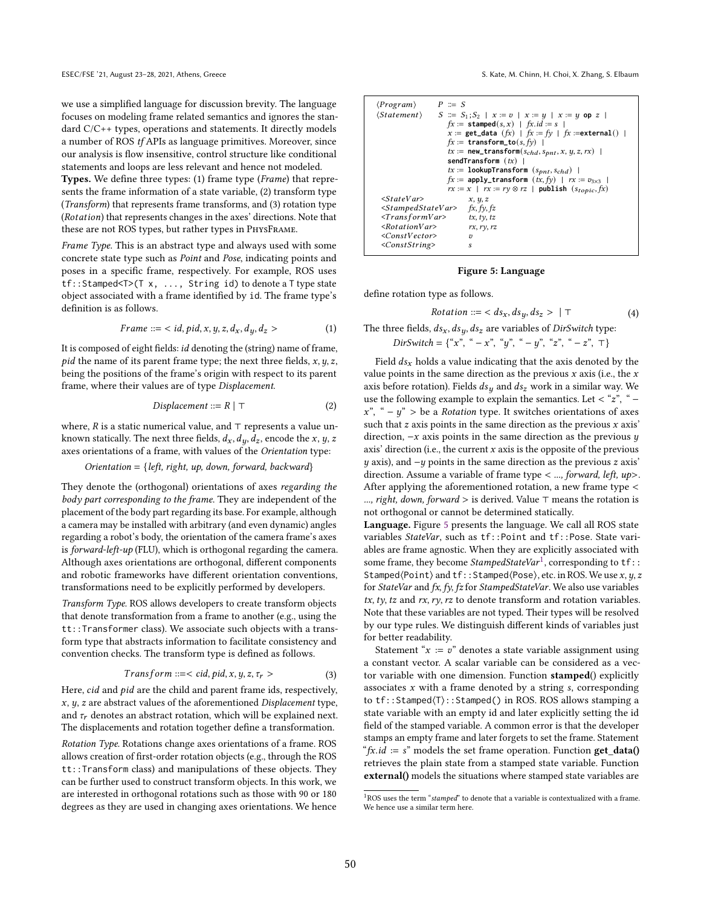we use a simplified language for discussion brevity. The language focuses on modeling frame related semantics and ignores the standard C/C++ types, operations and statements. It directly models a number of ROS *tf* APIs as language primitives. Moreover, since our analysis is flow insensitive, control structure like conditional statements and loops are less relevant and hence not modeled.

**Types.** We define three types: (1) frame type (*Frame*) that represents the frame information of a state variable, (2) transform type (*Transform*) that represents frame transforms, and (3) rotation type (*Rotation*) that represents changes in the axes' directions. Note that these are not ROS types, but rather types in PhysFrame.

*Frame Type.* This is an abstract type and always used with some concrete state type such as *Point* and *Pose*, indicating points and poses in a specific frame, respectively. For example, ROS uses `tf::Stamped<T>(T x, ..., String id)` to denote a `T` type state object associated with a frame identified by `id`. The frame type's definition is as follows.

$$Frame ::= < id, pid, x, y, z, d_x, d_y, d_z > \tag{1}$$

It is composed of eight fields: *id* denoting the (string) name of frame, *pid* the name of its parent frame type; the next three fields, $x, y, z$, being the positions of the frame's origin with respect to its parent frame, where their values are of type *Displacement*.

$$Displacement ::= R \mid \top \tag{2}$$

where, $R$ is a static numerical value, and $\top$ represents a value unknown statically. The next three fields, $d_x, d_y, d_z$, encode the $x, y, z$ axes orientations of a frame, with values of the *Orientation* type:

$$Orientation = \{left, right, up, down, forward, backward\}$$

They denote the (orthogonal) orientations of axes *regarding the body part corresponding to the frame*. They are independent of the placement of the body part regarding its base. For example, although a camera may be installed with arbitrary (and even dynamic) angles regarding a robot's body, the orientation of the camera frame's axes is *forward-left-up* (FLU), which is orthogonal regarding the camera. Although axes orientations are orthogonal, different components and robotic frameworks have different orientation conventions, transformations need to be explicitly performed by developers.

*Transform Type.* ROS allows developers to create transform objects that denote transformation from a frame to another (e.g., using the `tt::Transformer` class). We associate such objects with a transform type that abstracts information to facilitate consistency and convention checks. The transform type is defined as follows.

$$Transform ::= < cid, pid, x, y, z, \tau_r > \tag{3}$$

Here, *cid* and *pid* are the child and parent frame ids, respectively, $x, y, z$ are abstract values of the aforementioned *Displacement* type, and $\tau_r$ denotes an abstract rotation, which will be explained next. The displacements and rotation together define a transformation.

*Rotation Type.* Rotations change axes orientations of a frame. ROS allows creation of first-order rotation objects (e.g., through the ROS `tt::Transform` class) and manipulations of these objects. They can be further used to construct transform objects. In this work, we are interested in orthogonal rotations such as those with 90 or 180 degrees as they are used in changing axes orientations. We hence define rotation type as follows.

$$Rotation ::= < ds_x, ds_y, ds_z > \mid \top \tag{4}$$

The three fields, $ds_x, ds_y, ds_z$ are variables of *DirSwitch* type:

$$DirSwitch = \{\text{"}x\text{"}, \text{"}-x\text{"}, \text{"}y\text{"}, \text{"}-y\text{"}, \text{"}z\text{"}, \text{"}-z\text{"}, \top\}$$

Field $ds_x$ holds a value indicating that the axis denoted by the value points in the same direction as the previous $x$ axis (i.e., the $x$ axis before rotation). Fields $ds_y$ and $ds_z$ work in a similar way. We use the following example to explain the semantics. Let < "$z$", "$-x$", "$-y$" > be a *Rotation* type. It switches orientations of axes such that $z$ axis points in the same direction as the previous $x$ axis' direction, $-x$ axis points in the same direction as the previous $y$ axis' direction (i.e., the current $x$ axis is the opposite of the previous $y$ axis), and $-y$ points in the same direction as the previous $z$ axis' direction. Assume a variable of frame type < *..., forward, left, up*>. After applying the aforementioned rotation, a new frame type < *..., right, down, forward* > is derived. Value $\top$ means the rotation is not orthogonal or cannot be determined statically.

```
⟨Program⟩      P ::= S
⟨Statement⟩    S ::= S1;S2 | x := v | x := y | x := y op z |
                     fx := stamped(s, x) | fx.id := s |
                     x := get_data (fx) | fx := fy | fx :=external() |
                     fx := transform_to(s, fy) |
                     tx := new_transform(s_chd, s_pnt, x, y, z, rx) |
                     sendTransform (tx) |
                     tx := lookupTransform (s_pnt, s_chd) |
                     fx := apply_transform (tx, fy) | rx := v_3x3 |
                     rx := x | rx := ry ⊗ rz | publish (s_topic, fx)
<StateVar>             x, y, z
<StampedStateVar>      fx, fy, fz
<TransformVar>         tx, ty, tz
<RotationVar>          rx, ry, rz
<ConstVector>          v
<ConstString>          s
```

**Figure 5: Language**

**Language.** Figure 5 presents the language. We call all ROS state variables *StateVar*, such as `tf::Point` and `tf::Pose`. State variables are frame agnostic. When they are explicitly associated with some frame, they become *StampedStateVar*[1], corresponding to `tf::Stamped⟨Point⟩` and `tf::Stamped⟨Pose⟩`, etc. in ROS. We use $x, y, z$ for *StateVar* and $fx, fy, fz$ for *StampedStateVar*. We also use variables $tx, ty, tz$ and $rx, ry, rz$ to denote transform and rotation variables. Note that these variables are not typed. Their types will be resolved by our type rules. We distinguish different kinds of variables just for better readability.

Statement "$x := v$" denotes a state variable assignment using a constant vector. A scalar variable can be considered as a vector variable with one dimension. Function **stamped**() explicitly associates $x$ with a frame denoted by a string $s$, corresponding to `tf::Stamped⟨T⟩::Stamped()` in ROS. ROS allows stamping a state variable with an empty id and later explicitly setting the id field of the stamped variable. A common error is that the developer stamps an empty frame and later forgets to set the frame. Statement "$fx.id := s$" models the set frame operation. Function **get_data()** retrieves the plain state from a stamped state variable. Function **external()** models the situations where stamped state variables are

[1] ROS uses the term "*stamped*" to denote that a variable is contextualized with a frame. We hence use a similar term here.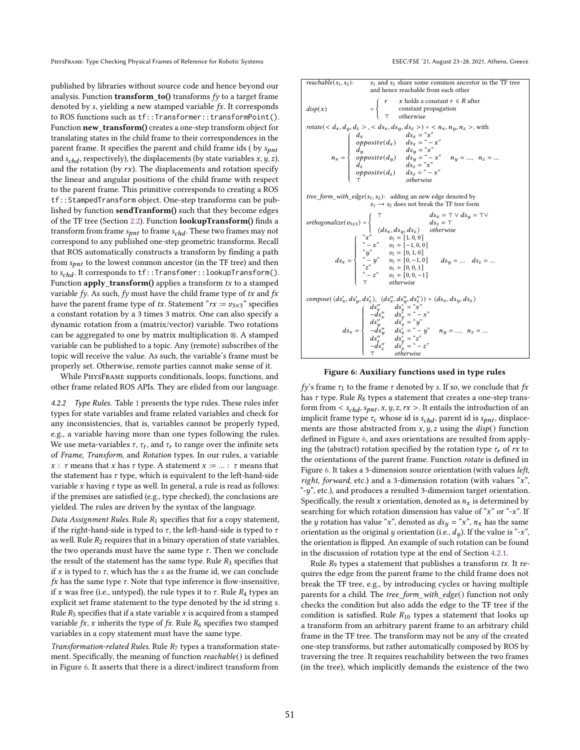published by libraries without source code and hence beyond our analysis. Function **transform_to()** transforms *fy* to a target frame denoted by *s*, yielding a new stamped variable *fx*. It corresponds to ROS functions such as `tf::Transformer::transformPoint()`. Function **new_transform()** creates a one-step transform object for translating states in the child frame to their correspondences in the parent frame. It specifies the parent and child frame ids ( by $s_{pnt}$ and $s_{chd}$, respectively), the displacements (by state variables $x, y, z$), and the rotation (by $rx$). The displacements and rotation specify the linear and angular positions of the child frame with respect to the parent frame. This primitive corresponds to creating a ROS `tf::StampedTransform` object. One-step transforms can be published by function **sendTranform()** such that they become edges of the TF tree (Section 2.2). Function **lookupTransform()** finds a transform from frame $s_{pnt}$ to frame $s_{chd}$. These two frames may not correspond to any published one-step geometric transforms. Recall that ROS automatically constructs a transform by finding a path from $s_{pnt}$ to the lowest common ancestor (in the TF tree) and then to $s_{chd}$. It corresponds to `tf::Transfomer::lookupTransform()`. Function **apply_transform()** applies a transform *tx* to a stamped variable *fy*. As such, *fy* must have the child frame type of *tx* and *fx* have the parent frame type of *tx*. Statement "$rx := v_{3\times3}$" specifies a constant rotation by a 3 times 3 matrix. One can also specify a dynamic rotation from a (matrix/vector) variable. Two rotations can be aggregated to one by matrix multiplication ⊗. A stamped variable can be published to a topic. Any (remote) subscribes of the topic will receive the value. As such, the variable's frame must be properly set. Otherwise, remote parties cannot make sense of it.

While PhysFrame supports conditionals, loops, functions, and other frame related ROS APIs. They are elided from our language.

*4.2.2 Type Rules.* Table 1 presents the type rules. These rules infer types for state variables and frame related variables and check for any inconsistencies, that is, variables cannot be properly typed, e.g., a variable having more than one types following the rules. We use meta-variables $\tau$, $\tau_t$, and $\tau_r$ to range over the infinite sets of *Frame*, *Transform*, and *Rotation* types. In our rules, a variable $x : \tau$ means that $x$ has $\tau$ type. A statement $x := ... : \tau$ means that the statement has $\tau$ type, which is equivalent to the left-hand-side variable $x$ having $\tau$ type as well. In general, a rule is read as follows: if the premises are satisfied (e.g., type checked), the conclusions are yielded. The rules are driven by the syntax of the language.

*Data Assignment Rules.* Rule $R_1$ specifies that for a copy statement, if the right-hand-side is typed to $\tau$, the left-hand-side is typed to $\tau$ as well. Rule $R_2$ requires that in a binary operation of state variables, the two operands must have the same type $\tau$. Then we conclude the result of the statement has the same type. Rule $R_3$ specifies that if $x$ is typed to $\tau$, which has the $s$ as the frame id, we can conclude *fx* has the same type $\tau$. Note that type inference is flow-insensitive, if $x$ was free (i.e., untyped), the rule types it to $\tau$. Rule $R_4$ types an explicit set frame statement to the type denoted by the id string $s$. Rule $R_5$ specifies that if a state variable $x$ is acquired from a stamped variable *fx*, $x$ inherits the type of *fx*. Rule $R_6$ specifies two stamped variables in a copy statement must have the same type.

*Transformation-related Rules.* Rule $R_7$ types a transformation statement. Specifically, the meaning of function *reachable*() is defined in Figure 6. It asserts that there is a direct/indirect transform from *fy*'s frame $\tau_1$ to the frame $\tau$ denoted by $s$. If so, we conclude that *fx* has $\tau$ type. Rule $R_8$ types a statement that creates a one-step transform from $< s_{chd}, s_{pnt}, x, y, z, rx >$. It entails the introduction of an implicit frame type $\tau_c$ whose id is $s_{chd}$, parent id is $s_{pnt}$, displacements are those abstracted from $x, y, z$ using the *disp*() function defined in Figure 6, and axes orientations are resulted from applying the (abstract) rotation specified by the rotation type $\tau_r$ of $rx$ to the orientations of the parent frame. Function *rotate* is defined in Figure 6. It takes a 3-dimension source orientation (with values *left*, *right*, *forward*, etc.) and a 3-dimension rotation (with values "$x$", "-$y$", etc.), and produces a resulted 3-dimension target orientation. Specifically, the result $x$ orientation, denoted as $n_x$ is determined by searching for which rotation dimension has value of "$x$" or "-$x$". If the $y$ rotation has value "$x$", denoted as $ds_y$ = "$x$", $n_x$ has the same orientation as the original $y$ orientation (i.e., $d_y$). If the value is "-$x$", the orientation is flipped. An example of such rotation can be found in the discussion of rotation type at the end of Section 4.2.1.

Rule $R_9$ types a statement that publishes a transform *tx*. It requires the edge from the parent frame to the child frame does not break the TF tree, e.g., by introducing cycles or having multiple parents for a child. The *tree_form_with_edge*() function not only checks the condition but also adds the edge to the TF tree if the condition is satisfied. Rule $R_{10}$ types a statement that looks up a transform from an arbitrary parent frame to an arbitrary child frame in the TF tree. The transform may not be any of the created one-step transforms, but rather automatically composed by ROS by traversing the tree. It requires reachability between the two frames (in the tree), which implicitly demands the existence of the two

---

*reachable*($s_1, s_2$): $s_1$ and $s_2$ share some common ancestor in the TF tree and hence reachable from each other

$$disp(x) = \begin{cases} r & x \text{ holds a constant } r \in R \text{ after constant propagation} \\ \top & \text{otherwise} \end{cases}$$

*rotate*$(< d_x, d_y, d_z >, < ds_x, ds_y, ds_z >) = < n_x, n_y, n_z >$, with

$$n_x = \begin{cases} d_x & ds_x = \text{“}x\text{”} \\ opposite(d_x) & ds_x = \text{“}-x\text{”} \\ d_y & ds_y = \text{“}x\text{”} \\ opposite(d_y) & ds_y = \text{“}-x\text{”} \\ d_z & ds_z = \text{“}x\text{”} \\ opposite(d_z) & ds_z = \text{“}-x\text{”} \\ \top & otherwise \end{cases} \quad n_y = ..., \quad n_z = ...$$

*tree_form_with_edge*($s_1, s_2$): adding an new edge denoted by $s_1 \rightarrow s_2$ does not break the TF tree form

$$orthogonalize(v_{3\times3}) = \begin{cases} \top & ds_x = \top \vee ds_y = \top \vee ds_z = \top \\ \langle ds_x, ds_y, ds_z \rangle & otherwise \end{cases}$$

$$ds_x = \begin{cases} \text{“}x\text{”} & v_1 = [1, 0, 0] \\ \text{“}-x\text{”} & v_1 = [-1, 0, 0] \\ \text{“}y\text{”} & v_1 = [0, 1, 0] \\ \text{“}-y\text{”} & v_1 = [0, -1, 0] \\ \text{“}z\text{”} & v_1 = [0, 0, 1] \\ \text{“}-z\text{”} & v_1 = [0, 0, -1] \\ \top & otherwise \end{cases} \quad ds_y = ... \quad ds_z = ...$$

$$compose(\langle ds'_x, ds'_y, ds'_z \rangle, \langle ds''_x, ds''_y, ds''_z \rangle) = \langle ds_x, ds_y, ds_z \rangle$$

$$ds_x = \begin{cases} ds''_x & ds'_x = \text{“}x\text{”} \\ -ds''_x & ds'_x = \text{“}-x\text{”} \\ ds''_y & ds'_x = \text{“}y\text{”} \\ -ds''_y & ds'_x = \text{“}-y\text{”} \\ ds''_z & ds'_x = \text{“}z\text{”} \\ -ds''_z & ds'_x = \text{“}-z\text{”} \\ \top & otherwise \end{cases} \quad n_y = ..., \quad n_z = ...$$

**Figure 6: Auxiliary functions used in type rules**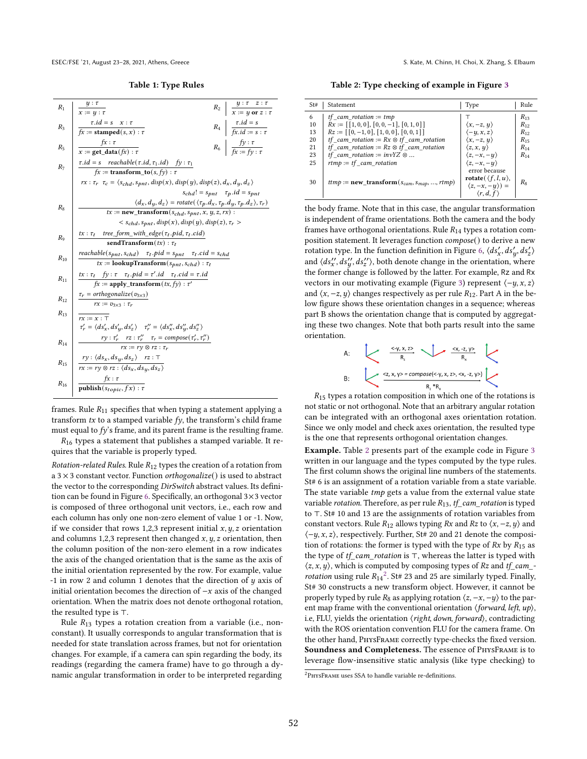**Table 1: Type Rules**

| Rule | Premises / Conclusion | Rule | Premises / Conclusion |
|---|---|---|---|
| $R_1$ | $\dfrac{y : \tau}{x := y : \tau}$ | $R_2$ | $\dfrac{y : \tau \quad z : \tau}{x := y \textbf{ or } z : \tau}$ |
| $R_3$ | $\dfrac{\tau.id = s \quad x : \tau}{fx := \textbf{stamped}(s, x) : \tau}$ | $R_4$ | $\dfrac{\tau.id = s}{fx.id := s : \tau}$ |
| $R_5$ | $\dfrac{fx : \tau}{x := \textbf{get\_data}(fx) : \tau}$ | $R_6$ | $\dfrac{fy : \tau}{fx := fy : \tau}$ |
| $R_7$ | $\dfrac{\tau.id = s \quad reachable(\tau.id, \tau_1.id) \quad fy : \tau_1}{fx := \textbf{transform\_to}(s, fy) : \tau}$ | | |
| $R_8$ | $\dfrac{\begin{array}{c} rx : \tau_r \quad \tau_c = \langle s_{chd}, s_{pnt}, disp(x), disp(y), disp(z), d_x, d_y, d_z \rangle \\ s_{chd} \,!= s_{pnt} \quad \tau_p.id = s_{pnt} \\ \langle d_x, d_y, d_z \rangle = rotate(\langle \tau_p.d_x, \tau_p.d_y, \tau_p.d_z \rangle, \tau_r) \end{array}}{\begin{array}{c} tx := \textbf{new\_transform}(s_{chd}, s_{pnt}, x, y, z, rx) : \\ < s_{chd}, s_{pnt}, disp(x), disp(y), disp(z), \tau_r > \end{array}}$ | | |
| $R_9$ | $\dfrac{tx : \tau_t \quad tree\_form\_with\_edge(\tau_t.pid, \tau_t.cid)}{\textbf{sendTransform}(tx) : \tau_t}$ | | |
| $R_{10}$ | $\dfrac{reachable(s_{pnt}, s_{chd}) \quad \tau_t.pid = s_{pnt} \quad \tau_t.cid = s_{chd}}{tx := \textbf{lookupTransform}(s_{pnt}, s_{chd}) : \tau_t}$ | | |
| $R_{11}$ | $\dfrac{tx : \tau_t \quad fy : \tau \quad \tau_t.pid = \tau'.id \quad \tau_t.cid = \tau.id}{fx := \textbf{apply\_transform}(tx, fy) : \tau'}$ | | |
| $R_{12}$ | $\dfrac{\tau_r = orthogonalize(v_{3\times3})}{rx := v_{3\times3} : \tau_r}$ | | |
| $R_{13}$ | $\dfrac{}{rx := x : \top}$ | | |
| $R_{14}$ | $\dfrac{\begin{array}{c} \tau'_r = \langle ds'_x, ds'_y, ds'_z \rangle \quad \tau''_r = \langle ds''_x, ds''_y, ds''_z \rangle \\ ry : \tau'_r \quad rz : \tau''_r \quad \tau_r = compose(\tau'_r, \tau''_r) \end{array}}{rx := ry \otimes rz : \tau_r}$ | | |
| $R_{15}$ | $\dfrac{ry : \langle ds_x, ds_y, ds_z \rangle \quad rz : \top}{rx := ry \otimes rz : \langle ds_x, ds_y, ds_z \rangle}$ | | |
| $R_{16}$ | $\dfrac{fx : \tau}{\textbf{publish}(s_{topic}, fx) : \tau}$ | | |

frames. Rule $R_{11}$ specifies that when typing a statement applying a transform $tx$ to a stamped variable $fy$, the transform's child frame must equal to $fy$'s frame, and its parent frame is the resulting frame.

$R_{16}$ types a statement that publishes a stamped variable. It requires that the variable is properly typed.

*Rotation-related Rules.* Rule $R_{12}$ types the creation of a rotation from a $3 \times 3$ constant vector. Function *orthogonalize*() is used to abstract the vector to the corresponding *DirSwitch* abstract values. Its definition can be found in Figure 6. Specifically, an orthogonal $3\times3$ vector is composed of three orthogonal unit vectors, i.e., each row and each column has only one non-zero element of value 1 or -1. Now, if we consider that rows 1,2,3 represent initial $x, y, z$ orientation and columns 1,2,3 represent then changed $x, y, z$ orientation, then the column position of the non-zero element in a row indicates the axis of the changed orientation that is the same as the axis of initial orientation represented by the row. For example, value -1 in row 2 and column 1 denotes that the direction of $y$ axis of initial orientation becomes the direction of $-x$ axis of the changed orientation. When the matrix does not denote orthogonal rotation, the resulted type is $\top$.

Rule $R_{13}$ types a rotation creation from a variable (i.e., non-constant). It usually corresponds to angular transformation that is needed for state translation across frames, but not for orientation changes. For example, if a camera can spin regarding the body, its readings (regarding the camera frame) have to go through a dynamic angular transformation in order to be interpreted regarding the body frame. Note that in this case, the angular transformation is independent of frame orientations. Both the camera and the body frames have orthogonal orientations. Rule $R_{14}$ types a rotation composition statement. It leverages function *compose*() to derive a new rotation type. In the function definition in Figure 6, $\langle ds'_x, ds'_y, ds'_z \rangle$ and $\langle ds''_x, ds''_y, ds''_z \rangle$, both denote change in the orientation, where the former change is followed by the latter. For example, Rz and Rx vectors in our motivating example (Figure 3) represent $\langle -y, x, z \rangle$ and $\langle x, -z, y \rangle$ changes respectively as per rule $R_{12}$. Part A in the below figure shows these orientation changes in a sequence; whereas part B shows the orientation change that is computed by aggregating these two changes. Note that both parts result into the same orientation.

$R_{15}$ types a rotation composition in which one of the rotations is not static or not orthogonal. Note that an arbitrary angular rotation can be integrated with an orthogonal axes orientation rotation. Since we only model and check axes orientation, the resulted type is the one that represents orthogonal orientation changes.

**Table 2: Type checking of example in Figure 3**

| St# | Statement | Type | Rule |
|---|---|---|---|
| 6 | *tf\_cam\_rotation* := *tmp* | $\top$ | $R_{13}$ |
| 10 | $Rx := [[1, 0, 0], [0, 0, -1], [0, 1, 0]]$ | $\langle x, -z, y \rangle$ | $R_{12}$ |
| 13 | $Rz := [[0, -1, 0], [1, 0, 0], [0, 0, 1]]$ | $\langle -y, x, z \rangle$ | $R_{12}$ |
| 20 | *tf\_cam\_rotation* := $Rx \otimes$ *tf\_cam\_rotation* | $\langle x, -z, y \rangle$ | $R_{15}$ |
| 21 | *tf\_cam\_rotation* := $Rz \otimes$ *tf\_cam\_rotation* | $\langle z, x, y \rangle$ | $R_{14}$ |
| 23 | *tf\_cam\_rotation* := *invYZ* $\otimes$ ... | $\langle z, -x, -y \rangle$ | $R_{14}$ |
| 25 | *rtmp* := *tf\_cam\_rotation* | $\langle z, -x, -y \rangle$ | |
| 30 | *ttmp* := **new\_transform**($s_{cam}, s_{map}, ..., rtmp$) | error because **rotate**$(\langle f, l, u \rangle, \langle z, -x, -y \rangle) = \langle r, d, f \rangle$ | $R_8$ |

**Example.** Table 2 presents part of the example code in Figure 3 written in our language and the types computed by the type rules. The first column shows the original line numbers of the statements. St# 6 is an assignment of a rotation variable from a state variable. The state variable *tmp* gets a value from the external value state variable *rotation*. Therefore, as per rule $R_{13}$, *tf\_cam\_rotation* is typed to $\top$. St# 10 and 13 are the assignments of rotation variables from constant vectors. Rule $R_{12}$ allows typing *Rx* and *Rz* to $\langle x, -z, y \rangle$ and $\langle -y, x, z \rangle$, respectively. Further, St# 20 and 21 denote the composition of rotations: the former is typed with the type of *Rx* by $R_{15}$ as the type of *tf\_cam\_rotation* is $\top$, whereas the latter is typed with $\langle z, x, y \rangle$, which is computed by composing types of *Rz* and *tf\_cam\_rotation* using rule $R_{14}$[2]. St# 23 and 25 are similarly typed. Finally, St# 30 constructs a new transform object. However, it cannot be properly typed by rule $R_8$ as applying rotation $\langle z, -x, -y \rangle$ to the parent map frame with the conventional orientation ⟨*forward, left, up*⟩, i.e, FLU, yields the orientation ⟨*right, down, forward*⟩, contradicting with the ROS orientation convention FLU for the camera frame. On the other hand, PhysFrame correctly type-checks the fixed version.

**Soundness and Completeness.** The essence of PhysFrame is to leverage flow-insensitive static analysis (like type checking) to

[2] PhysFrame uses SSA to handle variable re-definitions.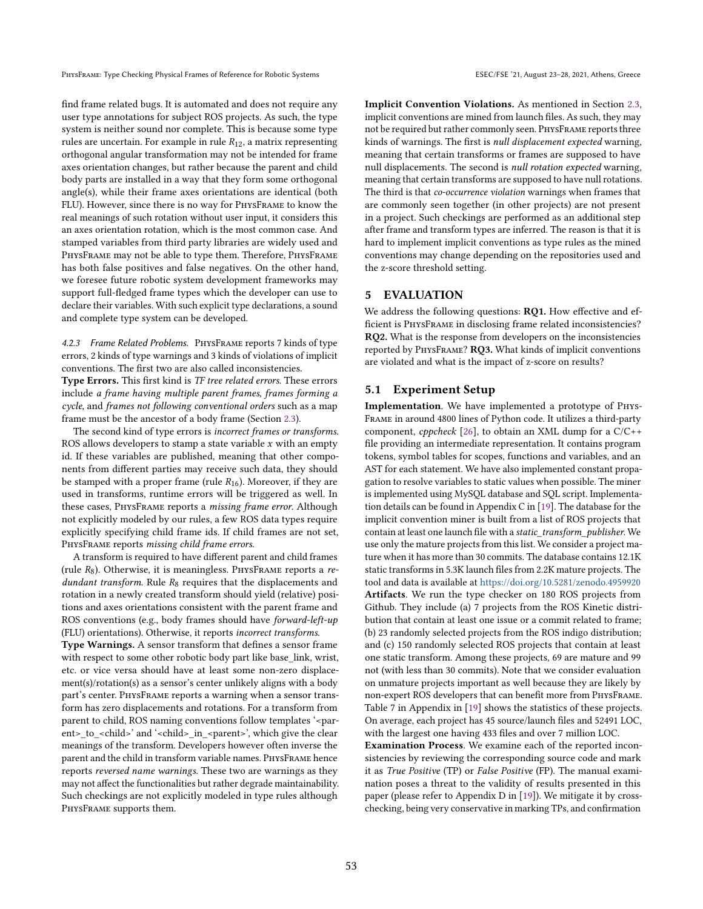find frame related bugs. It is automated and does not require any user type annotations for subject ROS projects. As such, the type system is neither sound nor complete. This is because some type rules are uncertain. For example in rule $R_{12}$, a matrix representing orthogonal angular transformation may not be intended for frame axes orientation changes, but rather because the parent and child body parts are installed in a way that they form some orthogonal angle(s), while their frame axes orientations are identical (both FLU). However, since there is no way for PhysFrame to know the real meanings of such rotation without user input, it considers this an axes orientation rotation, which is the most common case. And stamped variables from third party libraries are widely used and PhysFrame may not be able to type them. Therefore, PhysFrame has both false positives and false negatives. On the other hand, we foresee future robotic system development frameworks may support full-fledged frame types which the developer can use to declare their variables. With such explicit type declarations, a sound and complete type system can be developed.

#### 4.2.3 Frame Related Problems.

PhysFrame reports 7 kinds of type errors, 2 kinds of type warnings and 3 kinds of violations of implicit conventions. The first two are also called inconsistencies.

**Type Errors.** This first kind is *TF tree related errors.* These errors include *a frame having multiple parent frames*, *frames forming a cycle*, and *frames not following conventional orders* such as a map frame must be the ancestor of a body frame (Section 2.3).

The second kind of type errors is *incorrect frames or transforms.* ROS allows developers to stamp a state variable $x$ with an empty id. If these variables are published, meaning that other components from different parties may receive such data, they should be stamped with a proper frame (rule $R_{16}$). Moreover, if they are used in transforms, runtime errors will be triggered as well. In these cases, PhysFrame reports a *missing frame error.* Although not explicitly modeled by our rules, a few ROS data types require explicitly specifying child frame ids. If child frames are not set, PhysFrame reports *missing child frame errors.*

A transform is required to have different parent and child frames (rule $R_8$). Otherwise, it is meaningless. PhysFrame reports a *redundant transform.* Rule $R_8$ requires that the displacements and rotation in a newly created transform should yield (relative) positions and axes orientations consistent with the parent frame and ROS conventions (e.g., body frames should have *forward-left-up* (FLU) orientations). Otherwise, it reports *incorrect transforms.*

**Type Warnings.** A sensor transform that defines a sensor frame with respect to some other robotic body part like base_link, wrist, etc. or vice versa should have at least some non-zero displacement(s)/rotation(s) as a sensor's center unlikely aligns with a body part's center. PhysFrame reports a warning when a sensor transform has zero displacements and rotations. For a transform from parent to child, ROS naming conventions follow templates '<parent>_to_<child>' and '<child>_in_<parent>', which give the clear meanings of the transform. Developers however often inverse the parent and the child in transform variable names. PhysFrame hence reports *reversed name warnings.* These two are warnings as they may not affect the functionalities but rather degrade maintainability. Such checkings are not explicitly modeled in type rules although PhysFrame supports them.

**Implicit Convention Violations.** As mentioned in Section 2.3, implicit conventions are mined from launch files. As such, they may not be required but rather commonly seen. PhysFrame reports three kinds of warnings. The first is *null displacement expected* warning, meaning that certain transforms or frames are supposed to have null displacements. The second is *null rotation expected* warning, meaning that certain transforms are supposed to have null rotations. The third is that *co-occurrence violation* warnings when frames that are commonly seen together (in other projects) are not present in a project. Such checkings are performed as an additional step after frame and transform types are inferred. The reason is that it is hard to implement implicit conventions as type rules as the mined conventions may change depending on the repositories used and the z-score threshold setting.

## 5 EVALUATION

We address the following questions: **RQ1.** How effective and efficient is PhysFrame in disclosing frame related inconsistencies? **RQ2.** What is the response from developers on the inconsistencies reported by PhysFrame? **RQ3.** What kinds of implicit conventions are violated and what is the impact of z-score on results?

### 5.1 Experiment Setup

**Implementation**. We have implemented a prototype of PhysFrame in around 4800 lines of Python code. It utilizes a third-party component, *cppcheck* [26], to obtain an XML dump for a C/C++ file providing an intermediate representation. It contains program tokens, symbol tables for scopes, functions and variables, and an AST for each statement. We have also implemented constant propagation to resolve variables to static values when possible. The miner is implemented using MySQL database and SQL script. Implementation details can be found in Appendix C in [19]. The database for the implicit convention miner is built from a list of ROS projects that contain at least one launch file with a *static_transform_publisher*. We use only the mature projects from this list. We consider a project mature when it has more than 30 commits. The database contains 12.1K static transforms in 5.3K launch files from 2.2K mature projects. The tool and data is available at https://doi.org/10.5281/zenodo.4959920

**Artifacts**. We run the type checker on 180 ROS projects from Github. They include (a) 7 projects from the ROS Kinetic distribution that contain at least one issue or a commit related to frame; (b) 23 randomly selected projects from the ROS indigo distribution; and (c) 150 randomly selected ROS projects that contain at least one static transform. Among these projects, 69 are mature and 99 not (with less than 30 commits). Note that we consider evaluation on unmature projects important as well because they are likely by non-expert ROS developers that can benefit more from PhysFrame. Table 7 in Appendix in [19] shows the statistics of these projects. On average, each project has 45 source/launch files and 52491 LOC, with the largest one having 433 files and over 7 million LOC.

**Examination Process**. We examine each of the reported inconsistencies by reviewing the corresponding source code and mark it as *True Positive* (TP) or *False Positive* (FP). The manual examination poses a threat to the validity of results presented in this paper (please refer to Appendix D in [19]). We mitigate it by cross-checking, being very conservative in marking TPs, and confirmation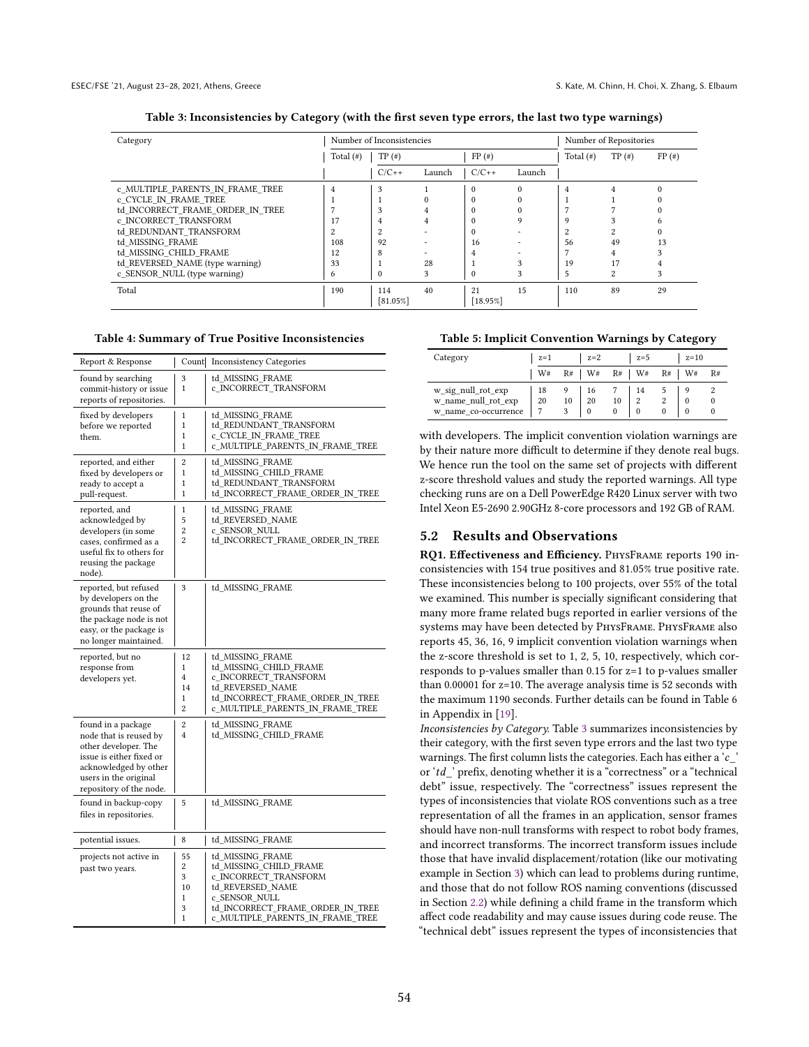**Table 3: Inconsistencies by Category (with the first seven type errors, the last two type warnings)**

| Category | Number of Inconsistencies | | | | | Number of Repositories | | |
|---|---|---|---|---|---|---|---|---|
| | Total (#) | TP (#) | | FP (#) | | Total (#) | TP (#) | FP (#) |
| | | C/C++ | Launch | C/C++ | Launch | | | |
| c_MULTIPLE_PARENTS_IN_FRAME_TREE | 4 | 3 | 1 | 0 | 0 | 4 | 4 | 0 |
| c_CYCLE_IN_FRAME_TREE | 1 | 1 | 0 | 0 | 0 | 1 | 1 | 0 |
| td_INCORRECT_FRAME_ORDER_IN_TREE | 7 | 3 | 4 | 0 | 0 | 7 | 7 | 0 |
| c_INCORRECT_TRANSFORM | 17 | 4 | 4 | 0 | 9 | 9 | 3 | 6 |
| td_REDUNDANT_TRANSFORM | 2 | 2 | - | 0 | - | 2 | 2 | 0 |
| td_MISSING_FRAME | 108 | 92 | - | 16 | - | 56 | 49 | 13 |
| td_MISSING_CHILD_FRAME | 12 | 8 | - | 4 | - | 7 | 4 | 3 |
| td_REVERSED_NAME (type warning) | 33 | 1 | 28 | 1 | 3 | 19 | 17 | 4 |
| c_SENSOR_NULL (type warning) | 6 | 0 | 3 | 0 | 3 | 5 | 2 | 3 |
| Total | 190 | 114 [81.05%] | 40 | 21 [18.95%] | 15 | 110 | 89 | 29 |

**Table 4: Summary of True Positive Inconsistencies**

| Report & Response | Count | Inconsistency Categories |
|---|---|---|
| found by searching commit-history or issue reports of repositories. | 3<br>1 | td_MISSING_FRAME<br>c_INCORRECT_TRANSFORM |
| fixed by developers before we reported them. | 1<br>1<br>1<br>1 | td_MISSING_FRAME<br>td_REDUNDANT_TRANSFORM<br>c_CYCLE_IN_FRAME_TREE<br>c_MULTIPLE_PARENTS_IN_FRAME_TREE |
| reported, and either fixed by developers or ready to accept a pull-request. | 2<br>1<br>1<br>1 | td_MISSING_FRAME<br>td_MISSING_CHILD_FRAME<br>td_REDUNDANT_TRANSFORM<br>td_INCORRECT_FRAME_ORDER_IN_TREE |
| reported, and acknowledged by developers (in some cases, confirmed as a useful fix to others for reusing the package node). | 1<br>5<br>2<br>2 | td_MISSING_FRAME<br>td_REVERSED_NAME<br>c_SENSOR_NULL<br>td_INCORRECT_FRAME_ORDER_IN_TREE |
| reported, but refused by developers on the grounds that reuse of the package node is not easy, or the package is no longer maintained. | 3 | td_MISSING_FRAME |
| reported, but no response from developers yet. | 12<br>1<br>4<br>14<br>1<br>2 | td_MISSING_FRAME<br>td_MISSING_CHILD_FRAME<br>c_INCORRECT_TRANSFORM<br>td_REVERSED_NAME<br>td_INCORRECT_FRAME_ORDER_IN_TREE<br>c_MULTIPLE_PARENTS_IN_FRAME_TREE |
| found in a package node that is reused by other developer. The issue is either fixed or acknowledged by other users in the original repository of the node. | 2<br>4 | td_MISSING_FRAME<br>td_MISSING_CHILD_FRAME |
| found in backup-copy files in repositories. | 5 | td_MISSING_FRAME |
| potential issues. | 8 | td_MISSING_FRAME |
| projects not active in past two years. | 55<br>2<br>3<br>10<br>1<br>3<br>1 | td_MISSING_FRAME<br>td_MISSING_CHILD_FRAME<br>c_INCORRECT_TRANSFORM<br>td_REVERSED_NAME<br>c_SENSOR_NULL<br>td_INCORRECT_FRAME_ORDER_IN_TREE<br>c_MULTIPLE_PARENTS_IN_FRAME_TREE |

**Table 5: Implicit Convention Warnings by Category**

| Category | z=1 | | z=2 | | z=5 | | z=10 | |
|---|---|---|---|---|---|---|---|---|
| | W# | R# | W# | R# | W# | R# | W# | R# |
| w_sig_null_rot_exp | 18 | 9 | 16 | 7 | 14 | 5 | 9 | 2 |
| w_name_null_rot_exp | 20 | 10 | 20 | 10 | 2 | 2 | 0 | 0 |
| w_name_co-occurrence | 7 | 3 | 0 | 0 | 0 | 0 | 0 | 0 |

with developers. The implicit convention violation warnings are by their nature more difficult to determine if they denote real bugs. We hence run the tool on the same set of projects with different z-score threshold values and study the reported warnings. All type checking runs are on a Dell PowerEdge R420 Linux server with two Intel Xeon E5-2690 2.90GHz 8-core processors and 192 GB of RAM.

## 5.2 Results and Observations

**RQ1. Effectiveness and Efficiency.** PhysFrame reports 190 inconsistencies with 154 true positives and 81.05% true positive rate. These inconsistencies belong to 100 projects, over 55% of the total we examined. This number is specially significant considering that many more frame related bugs reported in earlier versions of the systems may have been detected by PhysFrame. PhysFrame also reports 45, 36, 16, 9 implicit convention violation warnings when the z-score threshold is set to 1, 2, 5, 10, respectively, which corresponds to p-values smaller than 0.15 for z=1 to p-values smaller than 0.00001 for z=10. The average analysis time is 52 seconds with the maximum 1190 seconds. Further details can be found in Table 6 in Appendix in [19].

*Inconsistencies by Category.* Table 3 summarizes inconsistencies by their category, with the first seven type errors and the last two type warnings. The first column lists the categories. Each has either a '*c_*' or '*td_*' prefix, denoting whether it is a "correctness" or a "technical debt" issue, respectively. The "correctness" issues represent the types of inconsistencies that violate ROS conventions such as a tree representation of all the frames in an application, sensor frames should have non-null transforms with respect to robot body frames, and incorrect transforms. The incorrect transform issues include those that have invalid displacement/rotation (like our motivating example in Section 3) which can lead to problems during runtime, and those that do not follow ROS naming conventions (discussed in Section 2.2) while defining a child frame in the transform which affect code readability and may cause issues during code reuse. The "technical debt" issues represent the types of inconsistencies that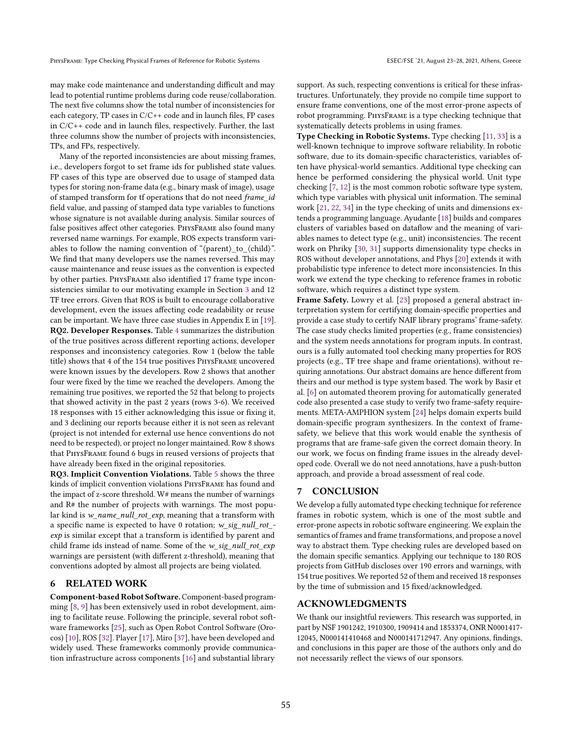may make code maintenance and understanding difficult and may lead to potential runtime problems during code reuse/collaboration. The next five columns show the total number of inconsistencies for each category, TP cases in C/C++ code and in launch files, FP cases in C/C++ code and in launch files, respectively. Further, the last three columns show the number of projects with inconsistencies, TPs, and FPs, respectively.

Many of the reported inconsistencies are about missing frames, i.e., developers forgot to set frame ids for published state values. FP cases of this type are observed due to usage of stamped data types for storing non-frame data (e.g., binary mask of image), usage of stamped transform for tf operations that do not need *frame_id* field value, and passing of stamped data type variables to functions whose signature is not available during analysis. Similar sources of false positives affect other categories. PhysFrame also found many reversed name warnings. For example, ROS expects transform variables to follow the naming convention of "⟨parent⟩_to_⟨child⟩". We find that many developers use the names reversed. This may cause maintenance and reuse issues as the convention is expected by other parties. PhysFrame also identified 17 frame type inconsistencies similar to our motivating example in Section 3 and 12 TF tree errors. Given that ROS is built to encourage collaborative development, even the issues affecting code readability or reuse can be important. We have three case studies in Appendix E in [19].

**RQ2. Developer Responses.** Table 4 summarizes the distribution of the true positives across different reporting actions, developer responses and inconsistency categories. Row 1 (below the table title) shows that 4 of the 154 true positives PhysFrame uncovered were known issues by the developers. Row 2 shows that another four were fixed by the time we reached the developers. Among the remaining true positives, we reported the 52 that belong to projects that showed activity in the past 2 years (rows 3-6). We received 18 responses with 15 either acknowledging this issue or fixing it, and 3 declining our reports because either it is not seen as relevant (project is not intended for external use hence conventions do not need to be respected), or project no longer maintained. Row 8 shows that PhysFrame found 6 bugs in reused versions of projects that have already been fixed in the original repositories.

**RQ3. Implicit Convention Violations.** Table 5 shows the three kinds of implicit convention violations PhysFrame has found and the impact of z-score threshold. W# means the number of warnings and R# the number of projects with warnings. The most popular kind is *w_name_null_rot_exp*, meaning that a transform with a specific name is expected to have 0 rotation; *w_sig_null_rot_exp* is similar except that a transform is identified by parent and child frame ids instead of name. Some of the *w_sig_null_rot_exp* warnings are persistent (with different z-threshold), meaning that conventions adopted by almost all projects are being violated.

## 6 RELATED WORK

**Component-based Robot Software.** Component-based programming [8, 9] has been extensively used in robot development, aiming to facilitate reuse. Following the principle, several robot software frameworks [25], such as Open Robot Control Software (Orocos) [10], ROS [32]. Player [17], Miro [37], have been developed and widely used. These frameworks commonly provide communication infrastructure across components [16] and substantial library support. As such, respecting conventions is critical for these infrastructures. Unfortunately, they provide no compile time support to ensure frame conventions, one of the most error-prone aspects of robot programming. PhysFrame is a type checking technique that systematically detects problems in using frames.

**Type Checking in Robotic Systems.** Type checking [11, 33] is a well-known technique to improve software reliability. In robotic software, due to its domain-specific characteristics, variables often have physical-world semantics. Additional type checking can hence be performed considering the physical world. Unit type checking [7, 12] is the most common robotic software type system, which type variables with physical unit information. The seminal work [21, 22, 34] in the type checking of units and dimensions extends a programming language. Ayudante [18] builds and compares clusters of variables based on dataflow and the meaning of variables names to detect type (e.g., unit) inconsistencies. The recent work on Phriky [30, 31] supports dimensionality type checks in ROS without developer annotations, and Phys [20] extends it with probabilistic type inference to detect more inconsistencies. In this work we extend the type checking to reference frames in robotic software, which requires a distinct type system.

**Frame Safety.** Lowry et al. [23] proposed a general abstract interpretation system for certifying domain-specific properties and provide a case study to certify NAIF library programs' frame-safety. The case study checks limited properties (e.g., frame consistencies) and the system needs annotations for program inputs. In contrast, ours is a fully automated tool checking many properties for ROS projects (e.g., TF tree shape and frame orientations), without requiring annotations. Our abstract domains are hence different from theirs and our method is type system based. The work by Basir et al. [6] on automated theorem proving for automatically generated code also presented a case study to verify two frame-safety requirements. META-AMPHION system [24] helps domain experts build domain-specific program synthesizers. In the context of frame-safety, we believe that this work would enable the synthesis of programs that are frame-safe given the correct domain theory. In our work, we focus on finding frame issues in the already developed code. Overall we do not need annotations, have a push-button approach, and provide a broad assessment of real code.

## 7 CONCLUSION

We develop a fully automated type checking technique for reference frames in robotic system, which is one of the most subtle and error-prone aspects in robotic software engineering. We explain the semantics of frames and frame transformations, and propose a novel way to abstract them. Type checking rules are developed based on the domain specific semantics. Applying our technique to 180 ROS projects from GitHub discloses over 190 errors and warnings, with 154 true positives. We reported 52 of them and received 18 responses by the time of submission and 15 fixed/acknowledged.

## ACKNOWLEDGMENTS

We thank our insightful reviewers. This research was supported, in part by NSF 1901242, 1910300, 1909414 and 1853374, ONR N0001417-12045, N000141410468 and N000141712947. Any opinions, findings, and conclusions in this paper are those of the authors only and do not necessarily reflect the views of our sponsors.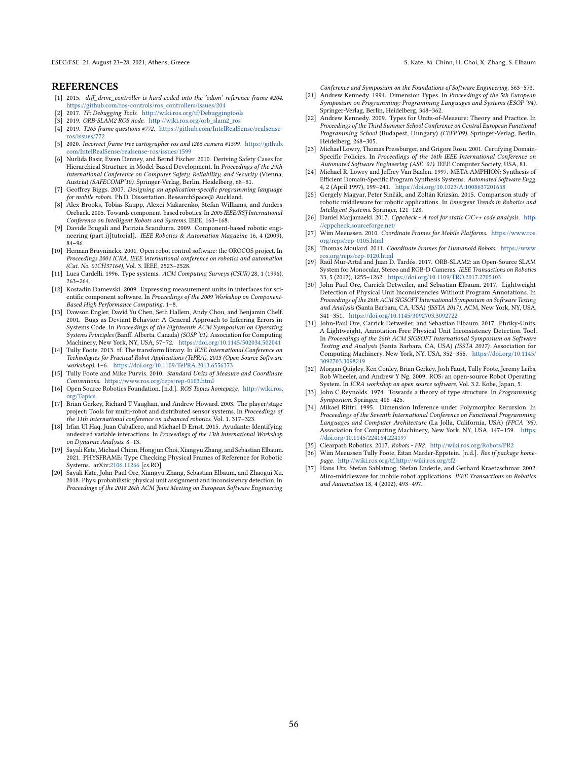## REFERENCES

[1] 2015. *diff_drive_controller is hard-coded into the 'odom' reference frame #204.* https://github.com/ros-controls/ros_controllers/issues/204

[2] 2017. *TF: Debugging Tools.* http://wiki.ros.org/tf/Debuggingtools

[3] 2019. *ORB-SLAM2 ROS node.* http://wiki.ros.org/orb_slam2_ros

[4] 2019. *T265 frame questions #772.* https://github.com/IntelRealSense/realsense-ros/issues/772

[5] 2020. *Incorrect frame tree cartographer ros and t265 camera #1599.* https://github.com/IntelRealSense/realsense-ros/issues/1599

[6] Nurlida Basir, Ewen Denney, and Bernd Fischer. 2010. Deriving Safety Cases for Hierarchical Structure in Model-Based Development. In *Proceedings of the 29th International Conference on Computer Safety, Reliability, and Security* (Vienna, Austria) *(SAFECOMP'10)*. Springer-Verlag, Berlin, Heidelberg, 68–81.

[7] Geoffrey Biggs. 2007. *Designing an application-specific programming language for mobile robots.* Ph.D. Dissertation. ResearchSpace@ Auckland.

[8] Alex Brooks, Tobias Kaupp, Alexei Makarenko, Stefan Williams, and Anders Oreback. 2005. Towards component-based robotics. In *2005 IEEE/RSJ International Conference on Intelligent Robots and Systems*. IEEE, 163–168.

[9] Davide Brugali and Patrizia Scandurra. 2009. Component-based robotic engineering (part i)[tutorial]. *IEEE Robotics & Automation Magazine* 16, 4 (2009), 84–96.

[10] Herman Bruyninckx. 2001. Open robot control software: the OROCOS project. In *Proceedings 2001 ICRA. IEEE international conference on robotics and automation (Cat. No. 01CH37164)*, Vol. 3. IEEE, 2523–2528.

[11] Luca Cardelli. 1996. Type systems. *ACM Computing Surveys (CSUR)* 28, 1 (1996), 263–264.

[12] Kostadin Damevski. 2009. Expressing measurement units in interfaces for scientific component software. In *Proceedings of the 2009 Workshop on Component-Based High Performance Computing*. 1–8.

[13] Dawson Engler, David Yu Chen, Seth Hallem, Andy Chou, and Benjamin Chelf. 2001. Bugs as Deviant Behavior: A General Approach to Inferring Errors in Systems Code. In *Proceedings of the Eighteenth ACM Symposium on Operating Systems Principles* (Banff, Alberta, Canada) *(SOSP '01)*. Association for Computing Machinery, New York, NY, USA, 57–72. https://doi.org/10.1145/502034.502041

[14] Tully Foote. 2013. tf: The transform library. In *IEEE International Conference on Technologies for Practical Robot Applications (TePRA), 2013 (Open-Source Software workshop)*. 1–6. https://doi.org/10.1109/TePRA.2013.6556373

[15] Tully Foote and Mike Purvis. 2010. *Standard Units of Measure and Coordinate Conventions.* https://www.ros.org/reps/rep-0103.html

[16] Open Source Robotics Foundation. [n.d.]. *ROS Topics homepage.* http://wiki.ros.org/Topics

[17] Brian Gerkey, Richard T Vaughan, and Andrew Howard. 2003. The player/stage project: Tools for multi-robot and distributed sensor systems. In *Proceedings of the 11th international conference on advanced robotics*, Vol. 1. 317–323.

[18] Irfan Ul Haq, Juan Caballero, and Michael D Ernst. 2015. Ayudante: Identifying undesired variable interactions. In *Proceedings of the 13th International Workshop on Dynamic Analysis*. 8–13.

[19] Sayali Kate, Michael Chinn, Hongjun Choi, Xiangyu Zhang, and Sebastian Elbaum. 2021. PHYSFRAME: Type Checking Physical Frames of Reference for Robotic Systems. arXiv:2106.11266 [cs.RO]

[20] Sayali Kate, John-Paul Ore, Xiangyu Zhang, Sebastian Elbaum, and Zhaogui Xu. 2018. Phys: probabilistic physical unit assignment and inconsistency detection. In *Proceedings of the 2018 26th ACM Joint Meeting on European Software Engineering Conference and Symposium on the Foundations of Software Engineering*. 563–573.

[21] Andrew Kennedy. 1994. Dimension Types. In *Proceedings of the 5th European Symposium on Programming: Programming Languages and Systems (ESOP '94)*. Springer-Verlag, Berlin, Heidelberg, 348–362.

[22] Andrew Kennedy. 2009. Types for Units-of-Measure: Theory and Practice. In *Proceedings of the Third Summer School Conference on Central European Functional Programming School* (Budapest, Hungary) *(CEFP'09)*. Springer-Verlag, Berlin, Heidelberg, 268–305.

[23] Michael Lowry, Thomas Pressburger, and Grigore Rosu. 2001. Certifying Domain-Specific Policies. In *Proceedings of the 16th IEEE International Conference on Automated Software Engineering (ASE '01)*. IEEE Computer Society, USA, 81.

[24] Michael R. Lowry and Jeffrey Van Baalen. 1997. META-AMPHION: Synthesis of Efficient Domain-Specific Program Synthesis Systems. *Automated Software Engg.* 4, 2 (April 1997), 199–241. https://doi.org/10.1023/A:1008637201658

[25] Gergely Magyar, Peter Sinčák, and Zoltán Krizsán. 2015. Comparison study of robotic middleware for robotic applications. In *Emergent Trends in Robotics and Intelligent Systems*. Springer, 121–128.

[26] Daniel Marjamaeki. 2017. *Cppcheck - A tool for static C/C++ code analysis.* http://cppcheck.sourceforge.net/

[27] Wim Meeussen. 2010. *Coordinate Frames for Mobile Platforms.* https://www.ros.org/reps/rep-0105.html

[28] Thomas Moulard. 2011. *Coordinate Frames for Humanoid Robots.* https://www.ros.org/reps/rep-0120.html

[29] Raúl Mur-Artal and Juan D. Tardós. 2017. ORB-SLAM2: an Open-Source SLAM System for Monocular, Stereo and RGB-D Cameras. *IEEE Transactions on Robotics* 33, 5 (2017), 1255–1262. https://doi.org/10.1109/TRO.2017.2705103

[30] John-Paul Ore, Carrick Detweiler, and Sebastian Elbaum. 2017. Lightweight Detection of Physical Unit Inconsistencies Without Program Annotations. In *Proceedings of the 26th ACM SIGSOFT International Symposium on Software Testing and Analysis* (Santa Barbara, CA, USA) *(ISSTA 2017)*. ACM, New York, NY, USA, 341–351. https://doi.org/10.1145/3092703.3092722

[31] John-Paul Ore, Carrick Detweiler, and Sebastian Elbaum. 2017. Phriky-Units: A Lightweight, Annotation-Free Physical Unit Inconsistency Detection Tool. In *Proceedings of the 26th ACM SIGSOFT International Symposium on Software Testing and Analysis* (Santa Barbara, CA, USA) *(ISSTA 2017)*. Association for Computing Machinery, New York, NY, USA, 352–355. https://doi.org/10.1145/3092703.3098219

[32] Morgan Quigley, Ken Conley, Brian Gerkey, Josh Faust, Tully Foote, Jeremy Leibs, Rob Wheeler, and Andrew Y Ng. 2009. ROS: an open-source Robot Operating System. In *ICRA workshop on open source software*, Vol. 3.2. Kobe, Japan, 5.

[33] John C Reynolds. 1974. Towards a theory of type structure. In *Programming Symposium*. Springer, 408–425.

[34] Mikael Rittri. 1995. Dimension Inference under Polymorphic Recursion. In *Proceedings of the Seventh International Conference on Functional Programming Languages and Computer Architecture* (La Jolla, California, USA) *(FPCA '95)*. Association for Computing Machinery, New York, NY, USA, 147–159. https://doi.org/10.1145/224164.224197

[35] Clearpath Robotics. 2017. *Robots - PR2.* http://wiki.ros.org/Robots/PR2

[36] Wim Meeussen Tully Foote, Eitan Marder-Eppstein. [n.d.]. *Ros tf package homepage.* http://wiki.ros.org/tf,http://wiki.ros.org/tf2

[37] Hans Utz, Stefan Sablatnog, Stefan Enderle, and Gerhard Kraetzschmar. 2002. Miro-middleware for mobile robot applications. *IEEE Transactions on Robotics and Automation* 18, 4 (2002), 493–497.